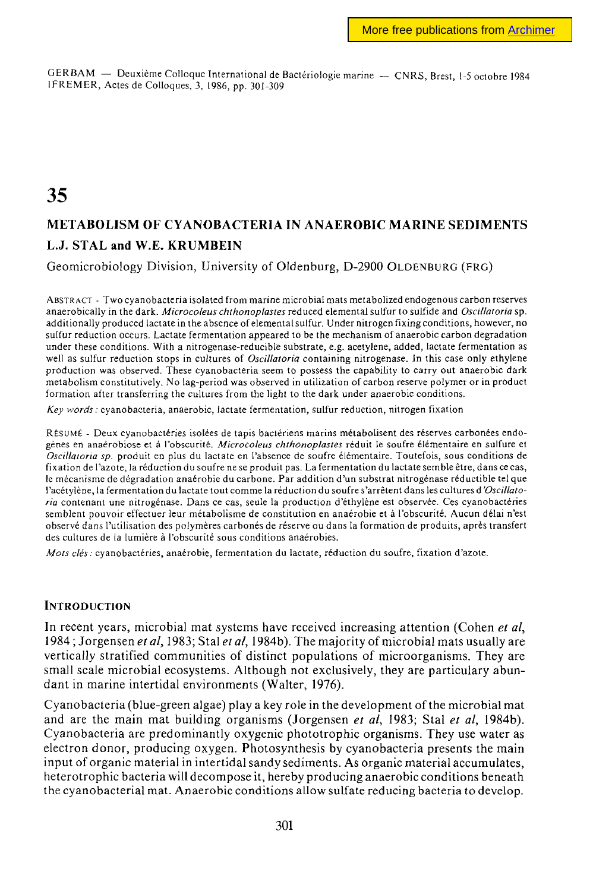GERBAM — Deuxième Colloque International de Bactériologie marine — CNRS, Brest, 1-5 octobre 1984
IFREMER, Actes de Colloques, 3, 1986, pp. 301-309

# 35

## METABOLISM OF CYANOBACTERIA IN ANAEROBIC MARINE SEDIMENTS

**L.J. STAL and W.E. KRUMBEIN**

Geomicrobiology Division, University of Oldenburg, D-2900 OLDENBURG (FRG)

ABSTRACT - Two cyanobacteria isolated from marine microbial mats metabolized endogenous carbon reserves anaerobically in the dark. *Microcoleus chthonoplastes* reduced elemental sulfur to sulfide and *Oscillatoria* sp. additionally produced lactate in the absence of elemental sulfur. Under nitrogen fixing conditions, however, no sulfur reduction occurs. Lactate fermentation appeared to be the mechanism of anaerobic carbon degradation under these conditions. With a nitrogenase-reducible substrate, e.g. acetylene, added, lactate fermentation as well as sulfur reduction stops in cultures of *Oscillatoria* containing nitrogenase. In this case only ethylene production was observed. These cyanobacteria seem to possess the capability to carry out anaerobic dark metabolism constitutively. No lag-period was observed in utilization of carbon reserve polymer or in product formation after transferring the cultures from the light to the dark under anaerobic conditions.

*Key words:* cyanobacteria, anaerobic, lactate fermentation, sulfur reduction, nitrogen fixation

RÉSUMÉ - Deux cyanobactéries isolées de tapis bactériens marins métabolisent des réserves carbonées endogènes en anaérobiose et à l'obscurité. *Microcoleus chthonoplastes* réduit le soufre élémentaire en sulfure et *Oscillatoria sp.* produit en plus du lactate en l'absence de soufre élémentaire. Toutefois, sous conditions de fixation de l'azote, la réduction du soufre ne se produit pas. La fermentation du lactate semble être, dans ce cas, le mécanisme de dégradation anaérobie du carbone. Par addition d'un substrat nitrogénase réductible tel que l'acétylène, la fermentation du lactate tout comme la réduction du soufre s'arrêtent dans les cultures d'*Oscillatoria* contenant une nitrogénase. Dans ce cas, seule la production d'éthylène est observée. Ces cyanobactéries semblent pouvoir effectuer leur métabolisme de constitution en anaérobie et à l'obscurité. Aucun délai n'est observé dans l'utilisation des polymères carbonés de réserve ou dans la formation de produits, après transfert des cultures de la lumière à l'obscurité sous conditions anaérobies.

*Mots clés:* cyanobactéries, anaérobie, fermentation du lactate, réduction du soufre, fixation d'azote.

## INTRODUCTION

In recent years, microbial mat systems have received increasing attention (Cohen *et al*, 1984; Jorgensen *et al*, 1983; Stal *et al*, 1984b). The majority of microbial mats usually are vertically stratified communities of distinct populations of microorganisms. They are small scale microbial ecosystems. Although not exclusively, they are particulary abundant in marine intertidal environments (Walter, 1976).

Cyanobacteria (blue-green algae) play a key role in the development of the microbial mat and are the main mat building organisms (Jorgensen *et al*, 1983; Stal *et al*, 1984b). Cyanobacteria are predominantly oxygenic phototrophic organisms. They use water as electron donor, producing oxygen. Photosynthesis by cyanobacteria presents the main input of organic material in intertidal sandy sediments. As organic material accumulates, heterotrophic bacteria will decompose it, hereby producing anaerobic conditions beneath the cyanobacterial mat. Anaerobic conditions allow sulfate reducing bacteria to develop.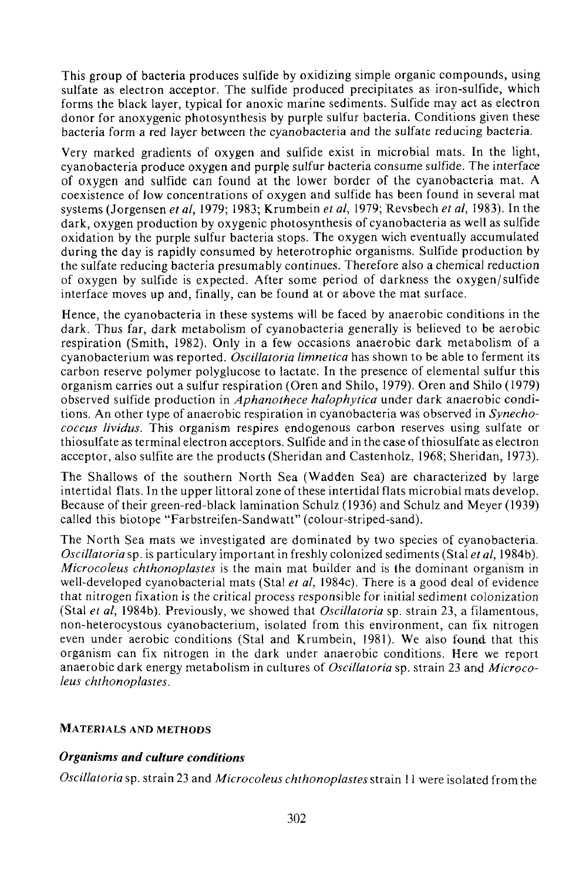This group of bacteria produces sulfide by oxidizing simple organic compounds, using sulfate as electron acceptor. The sulfide produced precipitates as iron-sulfide, which forms the black layer, typical for anoxic marine sediments. Sulfide may act as electron donor for anoxygenic photosynthesis by purple sulfur bacteria. Conditions given these bacteria form a red layer between the cyanobacteria and the sulfate reducing bacteria.

Very marked gradients of oxygen and sulfide exist in microbial mats. In the light, cyanobacteria produce oxygen and purple sulfur bacteria consume sulfide. The interface of oxygen and sulfide can found at the lower border of the cyanobacteria mat. A coexistence of low concentrations of oxygen and sulfide has been found in several mat systems (Jorgensen *et al*, 1979; 1983; Krumbein *et al*, 1979; Revsbech *et al*, 1983). In the dark, oxygen production by oxygenic photosynthesis of cyanobacteria as well as sulfide oxidation by the purple sulfur bacteria stops. The oxygen wich eventually accumulated during the day is rapidly consumed by heterotrophic organisms. Sulfide production by the sulfate reducing bacteria presumably continues. Therefore also a chemical reduction of oxygen by sulfide is expected. After some period of darkness the oxygen/sulfide interface moves up and, finally, can be found at or above the mat surface.

Hence, the cyanobacteria in these systems will be faced by anaerobic conditions in the dark. Thus far, dark metabolism of cyanobacteria generally is believed to be aerobic respiration (Smith, 1982). Only in a few occasions anaerobic dark metabolism of a cyanobacterium was reported. *Oscillatoria limnetica* has shown to be able to ferment its carbon reserve polymer polyglucose to lactate. In the presence of elemental sulfur this organism carries out a sulfur respiration (Oren and Shilo, 1979). Oren and Shilo (1979) observed sulfide production in *Aphanothece halophytica* under dark anaerobic conditions. An other type of anaerobic respiration in cyanobacteria was observed in *Synechococcus lividus*. This organism respires endogenous carbon reserves using sulfate or thiosulfate as terminal electron acceptors. Sulfide and in the case of thiosulfate as electron acceptor, also sulfite are the products (Sheridan and Castenholz, 1968; Sheridan, 1973).

The Shallows of the southern North Sea (Wadden Sea) are characterized by large intertidal flats. In the upper littoral zone of these intertidal flats microbial mats develop. Because of their green-red-black lamination Schulz (1936) and Schulz and Meyer (1939) called this biotope "Farbstreifen-Sandwatt" (colour-striped-sand).

The North Sea mats we investigated are dominated by two species of cyanobacteria. *Oscillatoria* sp. is particulary important in freshly colonized sediments (Stal *et al*, 1984b). *Microcoleus chthonoplastes* is the main mat builder and is the dominant organism in well-developed cyanobacterial mats (Stal *et al*, 1984c). There is a good deal of evidence that nitrogen fixation is the critical process responsible for initial sediment colonization (Stal *et al*, 1984b). Previously, we showed that *Oscillatoria* sp. strain 23, a filamentous, non-heterocystous cyanobacterium, isolated from this environment, can fix nitrogen even under aerobic conditions (Stal and Krumbein, 1981). We also found that this organism can fix nitrogen in the dark under anaerobic conditions. Here we report anaerobic dark energy metabolism in cultures of *Oscillatoria* sp. strain 23 and *Microcoleus chthonoplastes*.

## MATERIALS AND METHODS

### *Organisms and culture conditions*

*Oscillatoria* sp. strain 23 and *Microcoleus chthonoplastes* strain 11 were isolated from the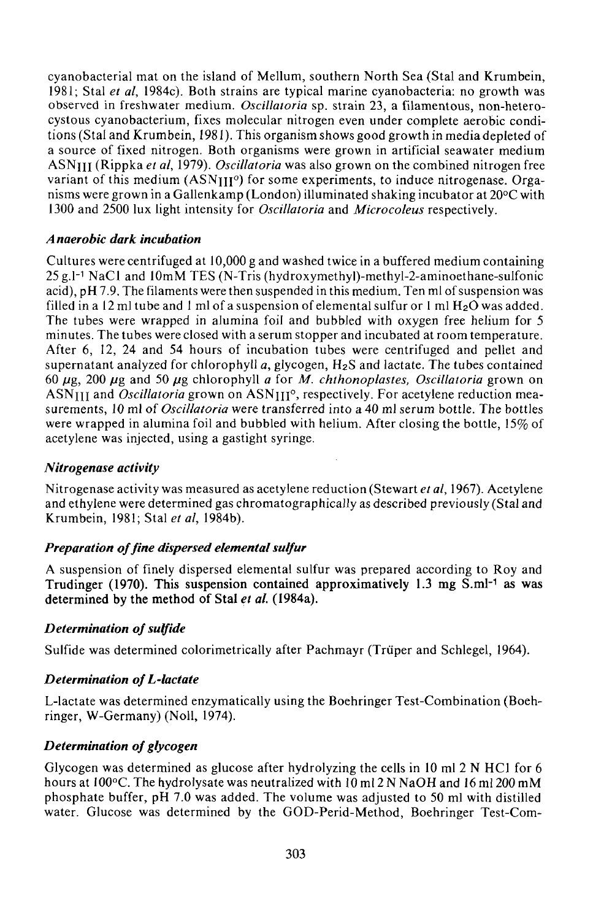cyanobacterial mat on the island of Mellum, southern North Sea (Stal and Krumbein, 1981; Stal *et al*, 1984c). Both strains are typical marine cyanobacteria: no growth was observed in freshwater medium. *Oscillatoria* sp. strain 23, a filamentous, non-heterocystous cyanobacterium, fixes molecular nitrogen even under complete aerobic conditions (Stal and Krumbein, 1981). This organism shows good growth in media depleted of a source of fixed nitrogen. Both organisms were grown in artificial seawater medium $ASN_{III}$ (Rippka *et al*, 1979). *Oscillatoria* was also grown on the combined nitrogen free variant of this medium ($ASN_{III}{}^{o}$) for some experiments, to induce nitrogenase. Organisms were grown in a Gallenkamp (London) illuminated shaking incubator at 20°C with 1300 and 2500 lux light intensity for *Oscillatoria* and *Microcoleus* respectively.

### *Anaerobic dark incubation*

Cultures were centrifuged at 10,000 g and washed twice in a buffered medium containing 25 $g.l^{-1}$ NaCl and 10mM TES (N-Tris (hydroxymethyl)-methyl-2-aminoethane-sulfonic acid), pH 7.9. The filaments were then suspended in this medium. Ten ml of suspension was filled in a 12 ml tube and 1 ml of a suspension of elemental sulfur or 1 ml $H_2O$ was added. The tubes were wrapped in alumina foil and bubbled with oxygen free helium for 5 minutes. The tubes were closed with a serum stopper and incubated at room temperature. After 6, 12, 24 and 54 hours of incubation tubes were centrifuged and pellet and supernatant analyzed for chlorophyll *a*, glycogen, $H_2S$ and lactate. The tubes contained 60 $\mu$g, 200 $\mu$g and 50 $\mu$g chlorophyll *a* for *M. chthonoplastes, Oscillatoria* grown on $ASN_{III}$ and *Oscillatoria* grown on $ASN_{III}{}^{o}$, respectively. For acetylene reduction measurements, 10 ml of *Oscillatoria* were transferred into a 40 ml serum bottle. The bottles were wrapped in alumina foil and bubbled with helium. After closing the bottle, 15% of acetylene was injected, using a gastight syringe.

### *Nitrogenase activity*

Nitrogenase activity was measured as acetylene reduction (Stewart *et al*, 1967). Acetylene and ethylene were determined gas chromatographically as described previously (Stal and Krumbein, 1981; Stal *et al*, 1984b).

### *Preparation of fine dispersed elemental sulfur*

A suspension of finely dispersed elemental sulfur was prepared according to Roy and Trudinger (1970). This suspension contained approximatively 1.3 mg $S.ml^{-1}$ as was determined by the method of Stal *et al.* (1984a).

### *Determination of sulfide*

Sulfide was determined colorimetrically after Pachmayr (Trüper and Schlegel, 1964).

### *Determination of L-lactate*

L-lactate was determined enzymatically using the Boehringer Test-Combination (Boehringer, W-Germany) (Noll, 1974).

### *Determination of glycogen*

Glycogen was determined as glucose after hydrolyzing the cells in 10 ml 2 N HCl for 6 hours at 100°C. The hydrolysate was neutralized with 10 ml 2 N NaOH and 16 ml 200 mM phosphate buffer, pH 7.0 was added. The volume was adjusted to 50 ml with distilled water. Glucose was determined by the GOD-Perid-Method, Boehringer Test-Com-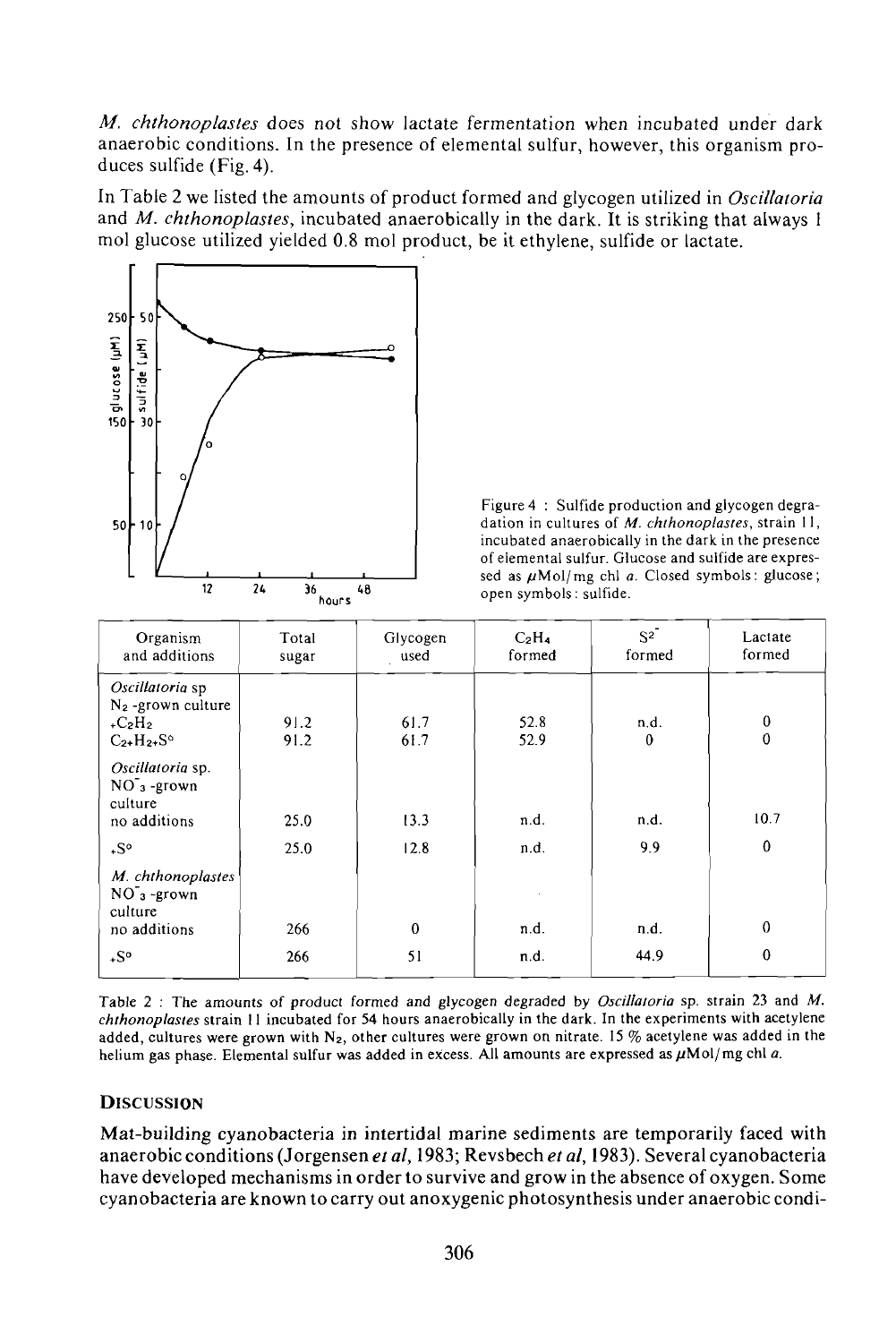*M. chthonoplastes* does not show lactate fermentation when incubated under dark anaerobic conditions. In the presence of elemental sulfur, however, this organism produces sulfide (Fig. 4).

In Table 2 we listed the amounts of product formed and glycogen utilized in *Oscillatoria* and *M. chthonoplastes*, incubated anaerobically in the dark. It is striking that always 1 mol glucose utilized yielded 0.8 mol product, be it ethylene, sulfide or lactate.

glucose (µM)
sulfide (µM)
250
150
50
50
30
10
12
24
36
48
hours

Figure 4 : Sulfide production and glycogen degradation in cultures of *M. chthonoplastes*, strain 11, incubated anaerobically in the dark in the presence of elemental sulfur. Glucose and sulfide are expressed as µMol/mg chl *a*. Closed symbols: glucose; open symbols: sulfide.

| Organism and additions | Total sugar | Glycogen used | $C_2H_4$ formed | $S^{2-}$ formed | Lactate formed |
|---|---|---|---|---|---|
| *Oscillatoria* sp $N_2$-grown culture | | | | | |
| $+C_2H_2$ | 91.2 | 61.7 | 52.8 | n.d. | 0 |
| $C_2+H_2+S^o$ | 91.2 | 61.7 | 52.9 | 0 | 0 |
| *Oscillatoria* sp. $NO_3^-$-grown culture | | | | | |
| no additions | 25.0 | 13.3 | n.d. | n.d. | 10.7 |
| $+S^o$ | 25.0 | 12.8 | n.d. | 9.9 | 0 |
| *M. chthonoplastes* $NO_3^-$-grown culture | | | | | |
| no additions | 266 | 0 | n.d. | n.d. | 0 |
| $+S^o$ | 266 | 51 | n.d. | 44.9 | 0 |

Table 2 : The amounts of product formed and glycogen degraded by *Oscillatoria* sp. strain 23 and *M. chthonoplastes* strain 11 incubated for 54 hours anaerobically in the dark. In the experiments with acetylene added, cultures were grown with $N_2$, other cultures were grown on nitrate. 15 % acetylene was added in the helium gas phase. Elemental sulfur was added in excess. All amounts are expressed as µMol/mg chl *a*.

## Discussion

Mat-building cyanobacteria in intertidal marine sediments are temporarily faced with anaerobic conditions (Jorgensen *et al*, 1983; Revsbech *et al*, 1983). Several cyanobacteria have developed mechanisms in order to survive and grow in the absence of oxygen. Some cyanobacteria are known to carry out anoxygenic photosynthesis under anaerobic condi-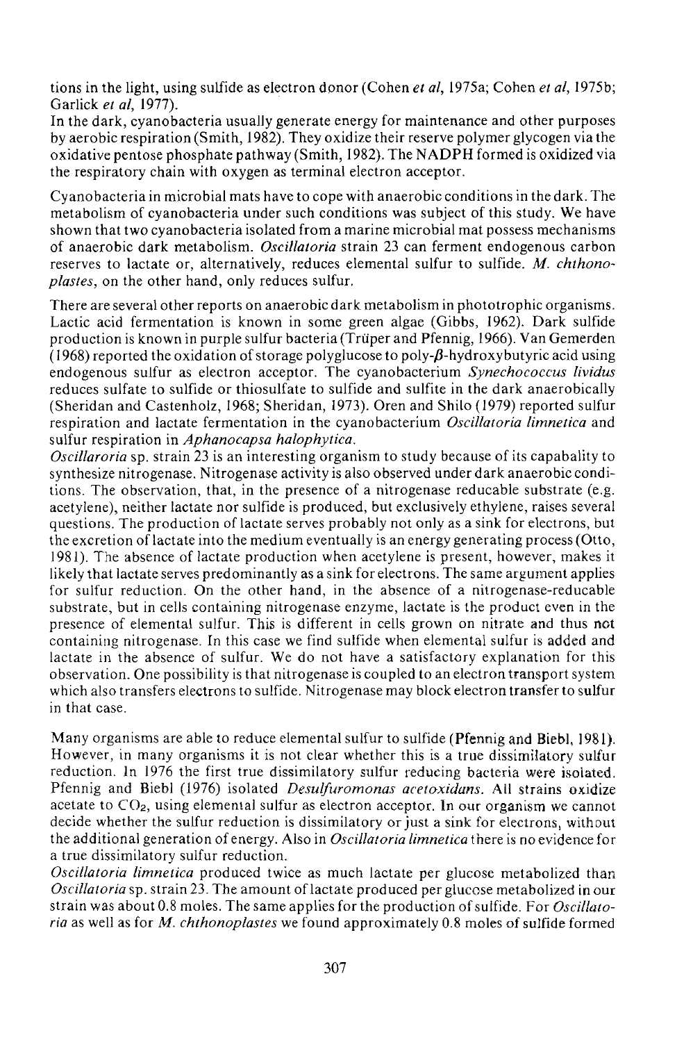tions in the light, using sulfide as electron donor (Cohen *et al*, 1975a; Cohen *et al*, 1975b; Garlick *et al*, 1977).
In the dark, cyanobacteria usually generate energy for maintenance and other purposes by aerobic respiration (Smith, 1982). They oxidize their reserve polymer glycogen via the oxidative pentose phosphate pathway (Smith, 1982). The NADPH formed is oxidized via the respiratory chain with oxygen as terminal electron acceptor.

Cyanobacteria in microbial mats have to cope with anaerobic conditions in the dark. The metabolism of cyanobacteria under such conditions was subject of this study. We have shown that two cyanobacteria isolated from a marine microbial mat possess mechanisms of anaerobic dark metabolism. *Oscillatoria* strain 23 can ferment endogenous carbon reserves to lactate or, alternatively, reduces elemental sulfur to sulfide. *M. chthonoplastes*, on the other hand, only reduces sulfur.

There are several other reports on anaerobic dark metabolism in phototrophic organisms. Lactic acid fermentation is known in some green algae (Gibbs, 1962). Dark sulfide production is known in purple sulfur bacteria (Trüper and Pfennig, 1966). Van Gemerden (1968) reported the oxidation of storage polyglucose to poly-$\beta$-hydroxybutyric acid using endogenous sulfur as electron acceptor. The cyanobacterium *Synechococcus lividus* reduces sulfate to sulfide or thiosulfate to sulfide and sulfite in the dark anaerobically (Sheridan and Castenholz, 1968; Sheridan, 1973). Oren and Shilo (1979) reported sulfur respiration and lactate fermentation in the cyanobacterium *Oscillatoria limnetica* and sulfur respiration in *Aphanocapsa halophytica*.
*Oscillaroria* sp. strain 23 is an interesting organism to study because of its capabality to synthesize nitrogenase. Nitrogenase activity is also observed under dark anaerobic conditions. The observation, that, in the presence of a nitrogenase reducable substrate (e.g. acetylene), neither lactate nor sulfide is produced, but exclusively ethylene, raises several questions. The production of lactate serves probably not only as a sink for electrons, but the excretion of lactate into the medium eventually is an energy generating process (Otto, 1981). The absence of lactate production when acetylene is present, however, makes it likely that lactate serves predominantly as a sink for electrons. The same argument applies for sulfur reduction. On the other hand, in the absence of a nitrogenase-reducable substrate, but in cells containing nitrogenase enzyme, lactate is the product even in the presence of elemental sulfur. This is different in cells grown on nitrate and thus not containing nitrogenase. In this case we find sulfide when elemental sulfur is added and lactate in the absence of sulfur. We do not have a satisfactory explanation for this observation. One possibility is that nitrogenase is coupled to an electron transport system which also transfers electrons to sulfide. Nitrogenase may block electron transfer to sulfur in that case.

Many organisms are able to reduce elemental sulfur to sulfide (Pfennig and Biebl, 1981). However, in many organisms it is not clear whether this is a true dissimilatory sulfur reduction. In 1976 the first true dissimilatory sulfur reducing bacteria were isolated. Pfennig and Biebl (1976) isolated *Desulfuromonas acetoxidans*. All strains oxidize acetate to $CO_2$, using elemental sulfur as electron acceptor. In our organism we cannot decide whether the sulfur reduction is dissimilatory or just a sink for electrons, without the additional generation of energy. Also in *Oscillatoria limnetica* there is no evidence for a true dissimilatory sulfur reduction.
*Oscillatoria limnetica* produced twice as much lactate per glucose metabolized than *Oscillatoria* sp. strain 23. The amount of lactate produced per glucose metabolized in our strain was about 0.8 moles. The same applies for the production of sulfide. For *Oscillatoria* as well as for *M. chthonoplastes* we found approximately 0.8 moles of sulfide formed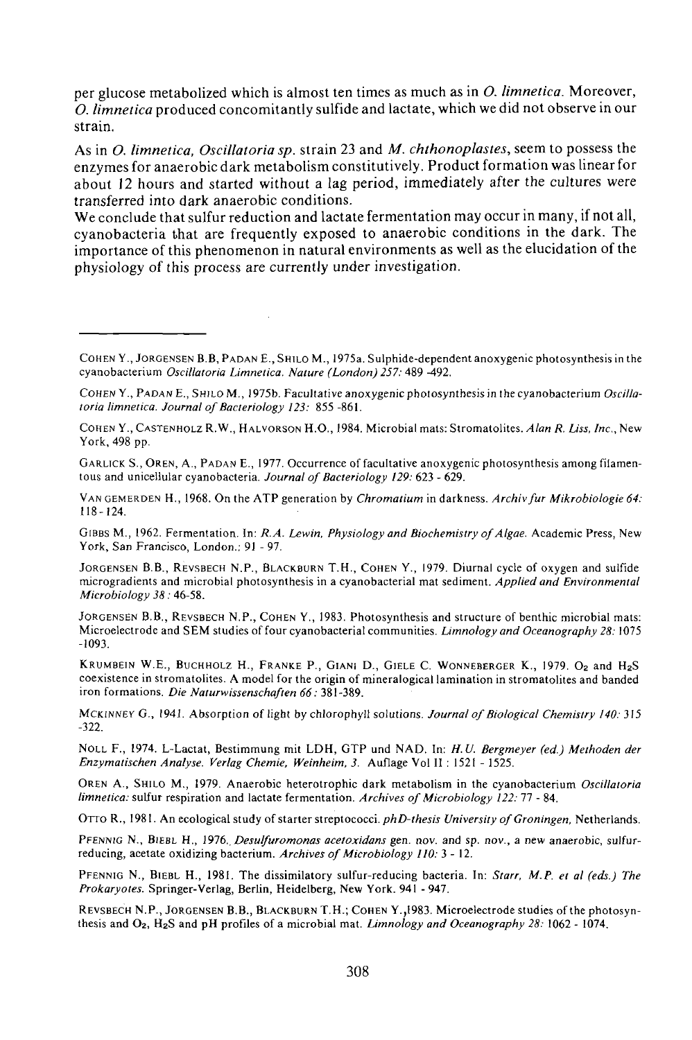per glucose metabolized which is almost ten times as much as in *O. limnetica*. Moreover, *O. limnetica* produced concomitantly sulfide and lactate, which we did not observe in our strain.

As in *O. limnetica, Oscillatoria sp.* strain 23 and *M. chthonoplastes*, seem to possess the enzymes for anaerobic dark metabolism constitutively. Product formation was linear for about 12 hours and started without a lag period, immediately after the cultures were transferred into dark anaerobic conditions.

We conclude that sulfur reduction and lactate fermentation may occur in many, if not all, cyanobacteria that are frequently exposed to anaerobic conditions in the dark. The importance of this phenomenon in natural environments as well as the elucidation of the physiology of this process are currently under investigation.

---

COHEN Y., JORGENSEN B.B, PADAN E., SHILO M., 1975a. Sulphide-dependent anoxygenic photosynthesis in the cyanobacterium *Oscillatoria Limnetica. Nature (London) 257:* 489 -492.

COHEN Y., PADAN E., SHILO M., 1975b. Facultative anoxygenic photosynthesis in the cyanobacterium *Oscillatoria limnetica. Journal of Bacteriology 123:* 855 -861.

COHEN Y., CASTENHOLZ R.W., HALVORSON H.O., 1984. Microbial mats: Stromatolites. *Alan R. Liss, Inc.*, New York, 498 pp.

GARLICK S., OREN, A., PADAN E., 1977. Occurrence of facultative anoxygenic photosynthesis among filamentous and unicellular cyanobacteria. *Journal of Bacteriology 129:* 623 - 629.

VAN GEMERDEN H., 1968. On the ATP generation by *Chromatium* in darkness. *Archiv fur Mikrobiologie 64:* 118 - 124.

GIBBS M., 1962. Fermentation. In: *R.A. Lewin, Physiology and Biochemistry of Algae.* Academic Press, New York, San Francisco, London.: 91 - 97.

JORGENSEN B.B., REVSBECH N.P., BLACKBURN T.H., COHEN Y., 1979. Diurnal cycle of oxygen and sulfide microgradients and microbial photosynthesis in a cyanobacterial mat sediment. *Applied and Environmental Microbiology 38 :* 46-58.

JORGENSEN B.B., REVSBECH N.P., COHEN Y., 1983. Photosynthesis and structure of benthic microbial mats: Microelectrode and SEM studies of four cyanobacterial communities. *Limnology and Oceanography 28:* 1075 -1093.

KRUMBEIN W.E., BUCHHOLZ H., FRANKE P., GIANI D., GIELE C. WONNEBERGER K., 1979. $O_2$ and $H_2S$ coexistence in stromatolites. A model for the origin of mineralogical lamination in stromatolites and banded iron formations. *Die Naturwissenschaften 66 :* 381-389.

MCKINNEY G., 1941. Absorption of light by chlorophyll solutions. *Journal of Biological Chemistry 140:* 315 -322.

NOLL F., 1974. L-Lactat, Bestimmung mit LDH, GTP und NAD. In: *H.U. Bergmeyer (ed.) Methoden der Enzymatischen Analyse. Verlag Chemie, Weinheim, 3.* Auflage Vol II : 1521 - 1525.

OREN A., SHILO M., 1979. Anaerobic heterotrophic dark metabolism in the cyanobacterium *Oscillatoria limnetica:* sulfur respiration and lactate fermentation. *Archives of Microbiology 122:* 77 - 84.

OTTO R., 1981. An ecological study of starter streptococci. *phD-thesis University of Groningen,* Netherlands.

PFENNIG N., BIEBL H., 1976. *Desulfuromonas acetoxidans* gen. nov. and sp. nov., a new anaerobic, sulfur-reducing, acetate oxidizing bacterium. *Archives of Microbiology 110:* 3 - 12.

PFENNIG N., BIEBL H., 1981. The dissimilatory sulfur-reducing bacteria. In: *Starr, M.P. et al (eds.) The Prokaryotes.* Springer-Verlag, Berlin, Heidelberg, New York. 941 - 947.

REVSBECH N.P., JORGENSEN B.B., BLACKBURN T.H.; COHEN Y.,1983. Microelectrode studies of the photosynthesis and $O_2$, $H_2S$ and pH profiles of a microbial mat. *Limnology and Oceanography 28:* 1062 - 1074.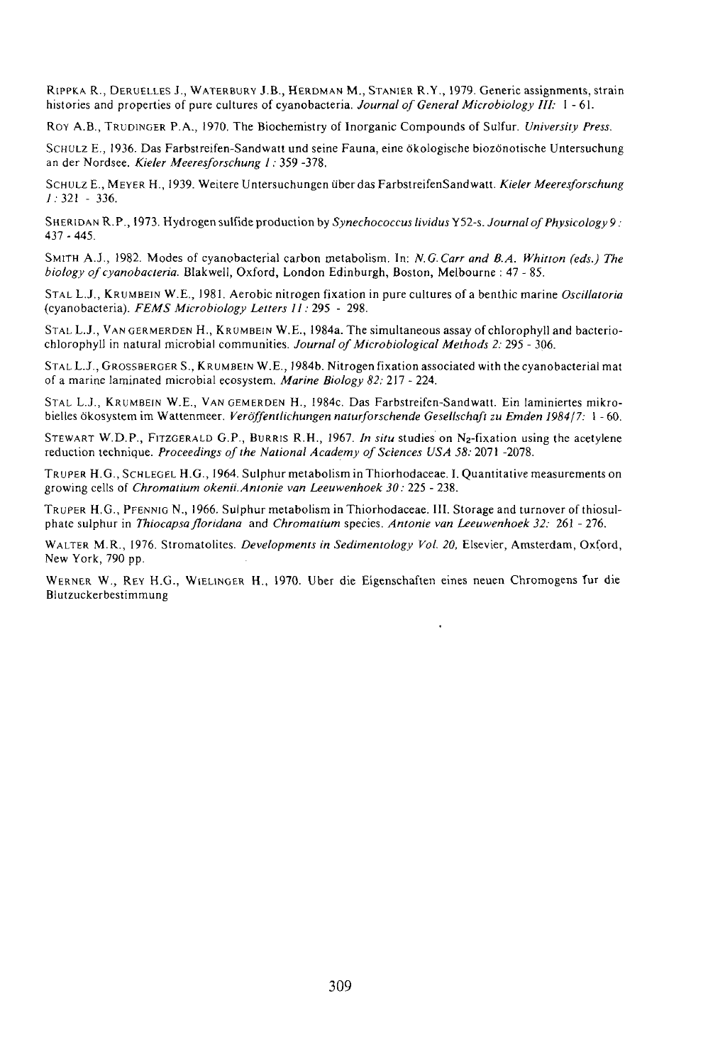RIPPKA R., DERUELLES J., WATERBURY J.B., HERDMAN M., STANIER R.Y., 1979. Generic assignments, strain histories and properties of pure cultures of cyanobacteria. *Journal of General Microbiology III:* 1 - 61.

ROY A.B., TRUDINGER P.A., 1970. The Biochemistry of Inorganic Compounds of Sulfur. *University Press.*

SCHULZ E., 1936. Das Farbstreifen-Sandwatt und seine Fauna, eine ökologische biozönotische Untersuchung an der Nordsee. *Kieler Meeresforschung 1:* 359 -378.

SCHULZ E., MEYER H., 1939. Weitere Untersuchungen über das FarbstreifenSandwatt. *Kieler Meeresforschung 1:* 321 - 336.

SHERIDAN R.P., 1973. Hydrogen sulfide production by *Synechococcus lividus* Y52-s. *Journal of Physicology 9:* 437 - 445.

SMITH A.J., 1982. Modes of cyanobacterial carbon metabolism. In: *N.G. Carr and B.A. Whitton (eds.) The biology of cyanobacteria.* Blakwell, Oxford, London Edinburgh, Boston, Melbourne : 47 - 85.

STAL L.J., KRUMBEIN W.E., 1981. Aerobic nitrogen fixation in pure cultures of a benthic marine *Oscillatoria* (cyanobacteria). *FEMS Microbiology Letters 11:* 295 - 298.

STAL L.J., VAN GERMERDEN H., KRUMBEIN W.E., 1984a. The simultaneous assay of chlorophyll and bacterio-chlorophyll in natural microbial communities. *Journal of Microbiological Methods 2:* 295 - 306.

STAL L.J., GROSSBERGER S., KRUMBEIN W.E., 1984b. Nitrogen fixation associated with the cyanobacterial mat of a marine laminated microbial ecosystem. *Marine Biology 82:* 217 - 224.

STAL L.J., KRUMBEIN W.E., VAN GEMERDEN H., 1984c. Das Farbstreifen-Sandwatt. Ein laminiertes mikrobielles ökosystem im Wattenmeer. *Veröffentlichungen naturforschende Gesellschaft zu Emden 1984/7:* 1 - 60.

STEWART W.D.P., FITZGERALD G.P., BURRIS R.H., 1967. *In situ* studies on $N_2$-fixation using the acetylene reduction technique. *Proceedings of the National Academy of Sciences USA 58:* 2071 -2078.

TRUPER H.G., SCHLEGEL H.G., 1964. Sulphur metabolism in Thiorhodaceae. I. Quantitative measurements on growing cells of *Chromatium okenii. Antonie van Leeuwenhoek 30:* 225 - 238.

TRUPER H.G., PFENNIG N., 1966. Sulphur metabolism in Thiorhodaceae. III. Storage and turnover of thiosulphate sulphur in *Thiocapsa floridana* and *Chromatium* species. *Antonie van Leeuwenhoek 32:* 261 - 276.

WALTER M.R., 1976. Stromatolites. *Developments in Sedimentology Vol. 20,* Elsevier, Amsterdam, Oxford, New York, 790 pp.

WERNER W., REY H.G., WIELINGER H., 1970. Uber die Eigenschaften eines neuen Chromogens fur die Blutzuckerbestimmung